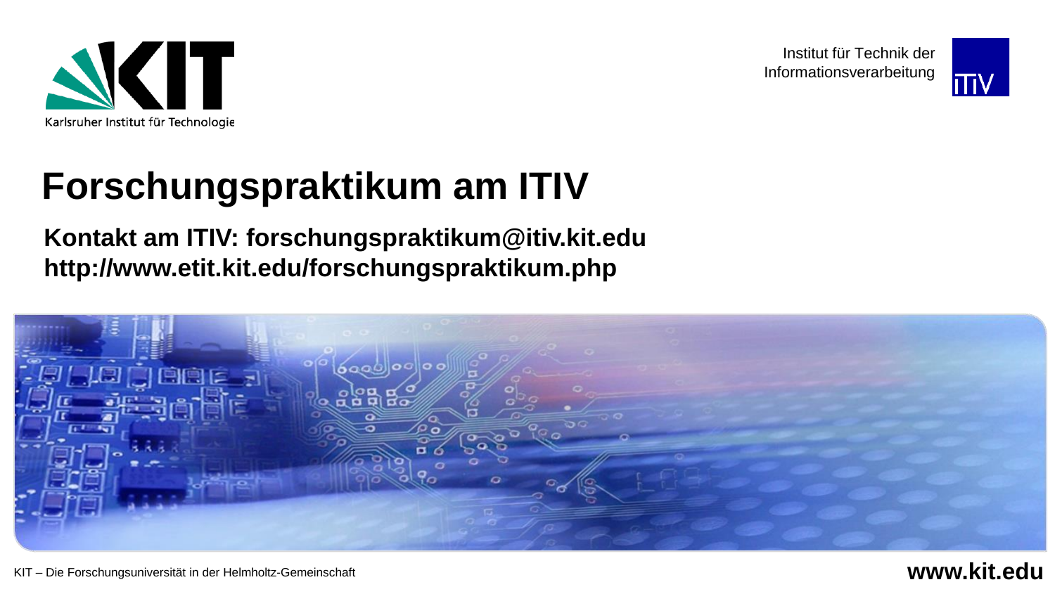Karlsruher Institut für Technologie

Institut für Technik der Informationsverarbeitung

# Forschungspraktikum am ITIV

**Kontakt am ITIV: forschungspraktikum@itiv.kit.edu**
**http://www.etit.kit.edu/forschungspraktikum.php**

KIT – Die Forschungsuniversität in der Helmholtz-Gemeinschaft

**www.kit.edu**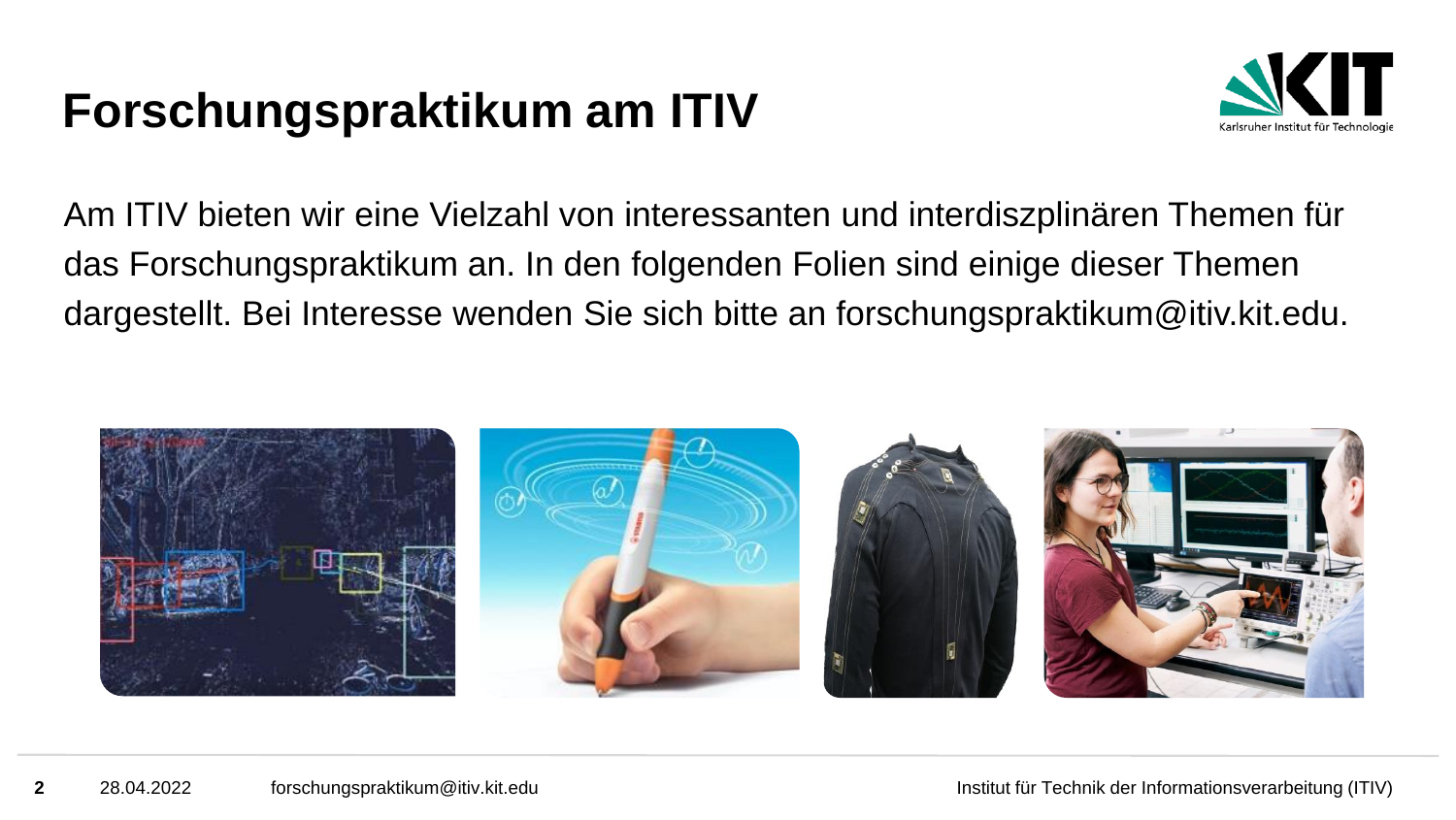# Forschungspraktikum am ITIV

Am ITIV bieten wir eine Vielzahl von interessanten und interdiszplinären Themen für das Forschungspraktikum an. In den folgenden Folien sind einige dieser Themen dargestellt. Bei Interesse wenden Sie sich bitte an forschungspraktikum@itiv.kit.edu.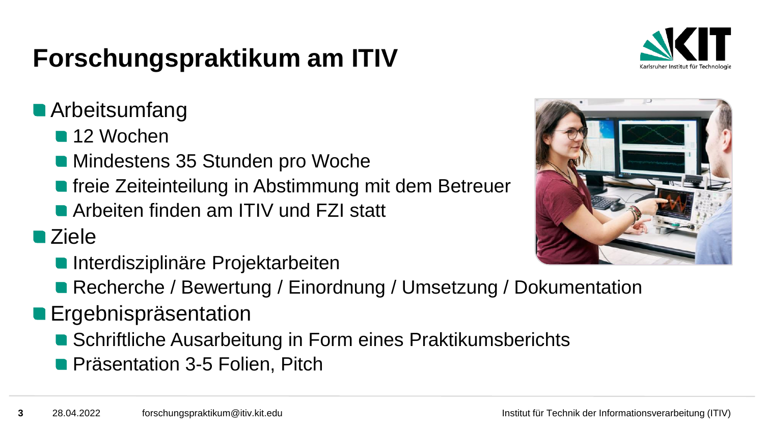# Forschungspraktikum am ITIV

- Arbeitsumfang
  - 12 Wochen
  - Mindestens 35 Stunden pro Woche
  - freie Zeiteinteilung in Abstimmung mit dem Betreuer
  - Arbeiten finden am ITIV und FZI statt
- Ziele
  - Interdisziplinäre Projektarbeiten
  - Recherche / Bewertung / Einordnung / Umsetzung / Dokumentation
- Ergebnispräsentation
  - Schriftliche Ausarbeitung in Form eines Praktikumsberichts
  - Präsentation 3-5 Folien, Pitch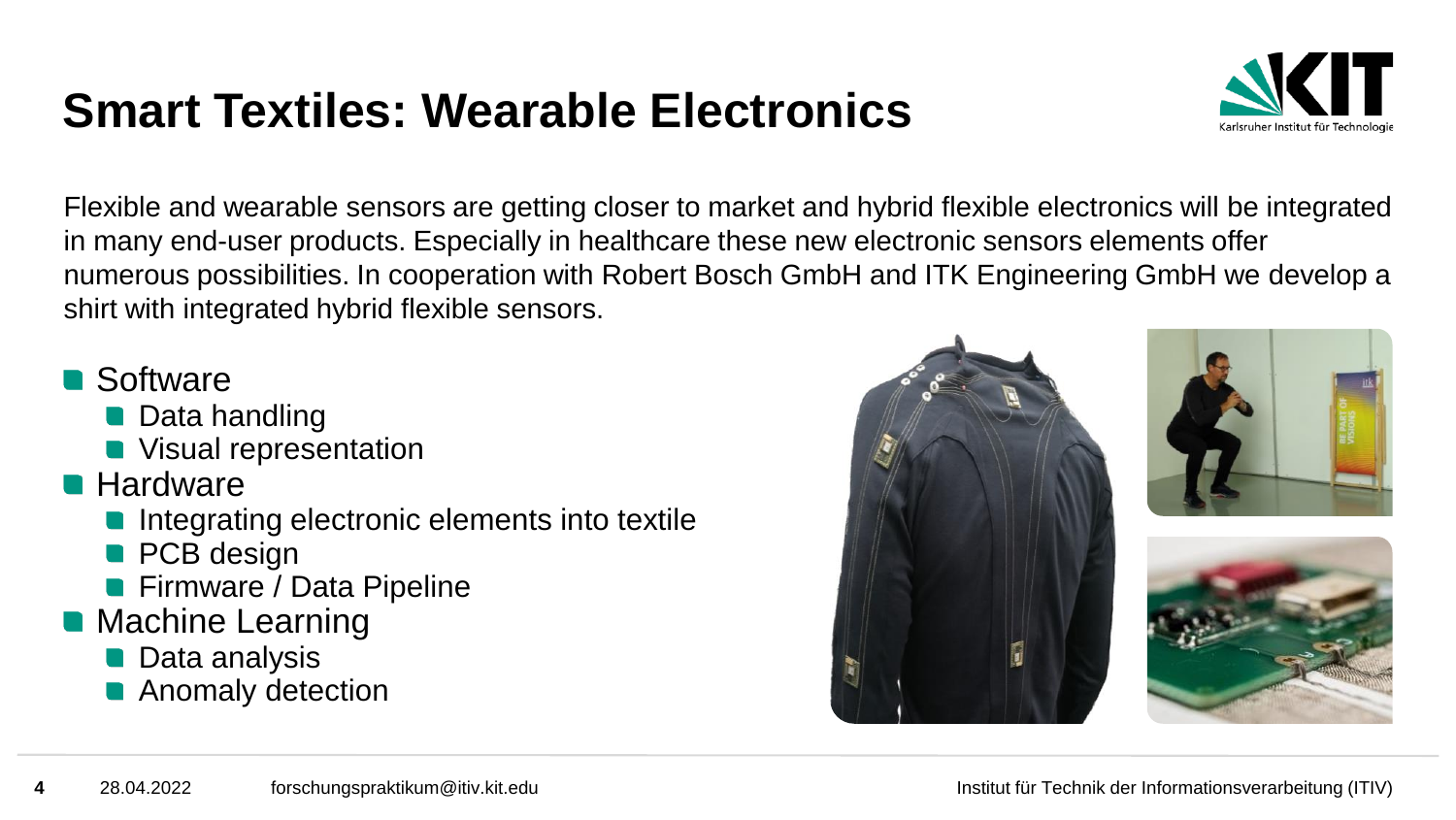# Smart Textiles: Wearable Electronics

Flexible and wearable sensors are getting closer to market and hybrid flexible electronics will be integrated in many end-user products. Especially in healthcare these new electronic sensors elements offer numerous possibilities. In cooperation with Robert Bosch GmbH and ITK Engineering GmbH we develop a shirt with integrated hybrid flexible sensors.

- Software
  - Data handling
  - Visual representation
- Hardware
  - Integrating electronic elements into textile
  - PCB design
  - Firmware / Data Pipeline
- Machine Learning
  - Data analysis
  - Anomaly detection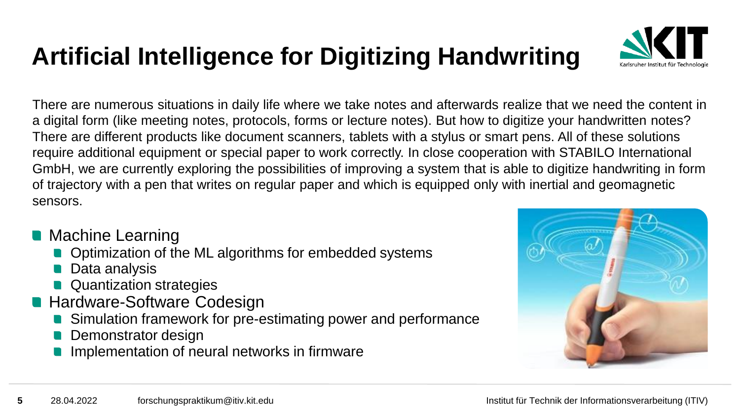# Artificial Intelligence for Digitizing Handwriting

There are numerous situations in daily life where we take notes and afterwards realize that we need the content in a digital form (like meeting notes, protocols, forms or lecture notes). But how to digitize your handwritten notes? There are different products like document scanners, tablets with a stylus or smart pens. All of these solutions require additional equipment or special paper to work correctly. In close cooperation with STABILO International GmbH, we are currently exploring the possibilities of improving a system that is able to digitize handwriting in form of trajectory with a pen that writes on regular paper and which is equipped only with inertial and geomagnetic sensors.

- Machine Learning
  - Optimization of the ML algorithms for embedded systems
  - Data analysis
  - Quantization strategies
- Hardware-Software Codesign
  - Simulation framework for pre-estimating power and performance
  - Demonstrator design
  - Implementation of neural networks in firmware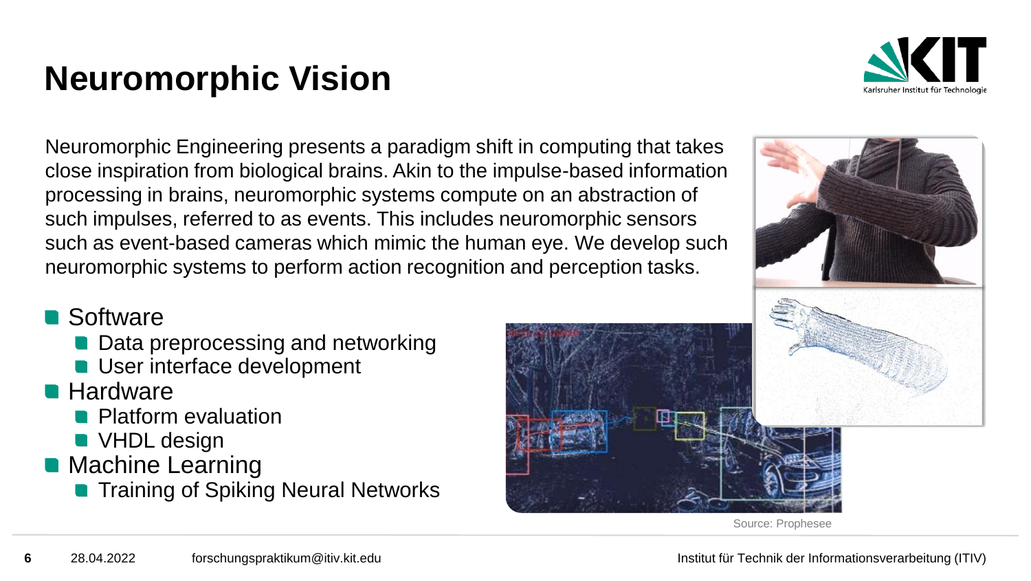# Neuromorphic Vision

Neuromorphic Engineering presents a paradigm shift in computing that takes close inspiration from biological brains. Akin to the impulse-based information processing in brains, neuromorphic systems compute on an abstraction of such impulses, referred to as events. This includes neuromorphic sensors such as event-based cameras which mimic the human eye. We develop such neuromorphic systems to perform action recognition and perception tasks.

- Software
  - Data preprocessing and networking
  - User interface development
- Hardware
  - Platform evaluation
  - VHDL design
- Machine Learning
  - Training of Spiking Neural Networks

Source: Prophesee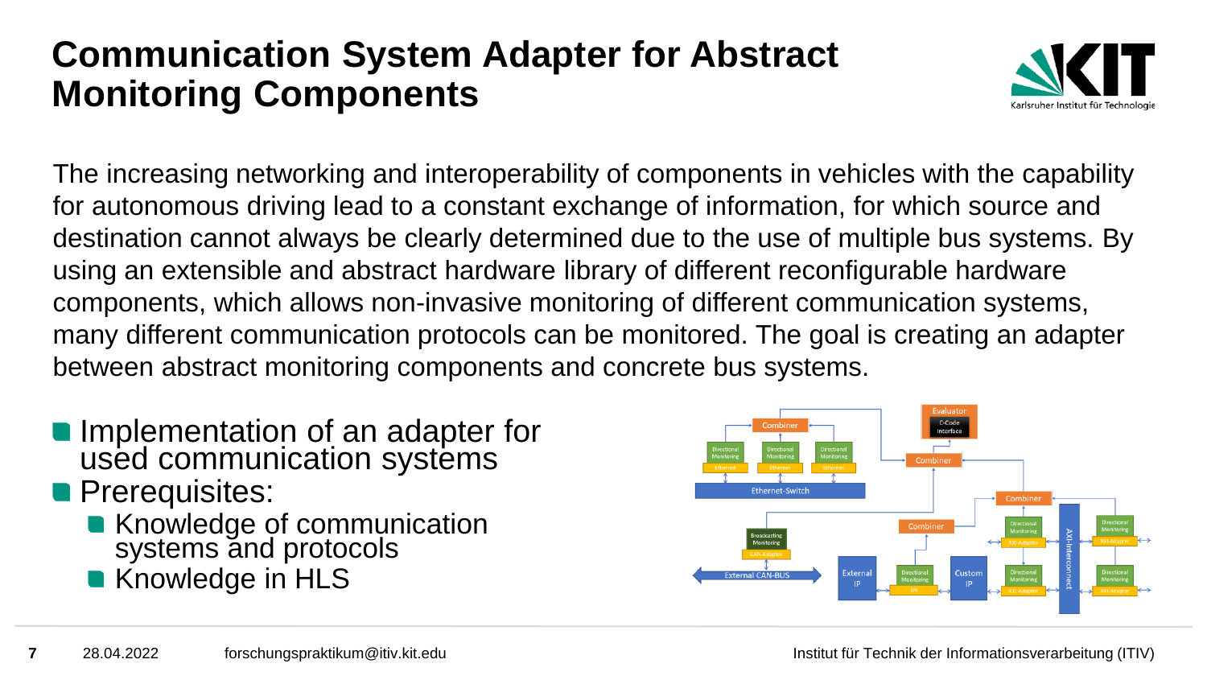# Communication System Adapter for Abstract Monitoring Components

The increasing networking and interoperability of components in vehicles with the capability for autonomous driving lead to a constant exchange of information, for which source and destination cannot always be clearly determined due to the use of multiple bus systems. By using an extensible and abstract hardware library of different reconfigurable hardware components, which allows non-invasive monitoring of different communication systems, many different communication protocols can be monitored. The goal is creating an adapter between abstract monitoring components and concrete bus systems.

- Implementation of an adapter for used communication systems
- Prerequisites:
  - Knowledge of communication systems and protocols
  - Knowledge in HLS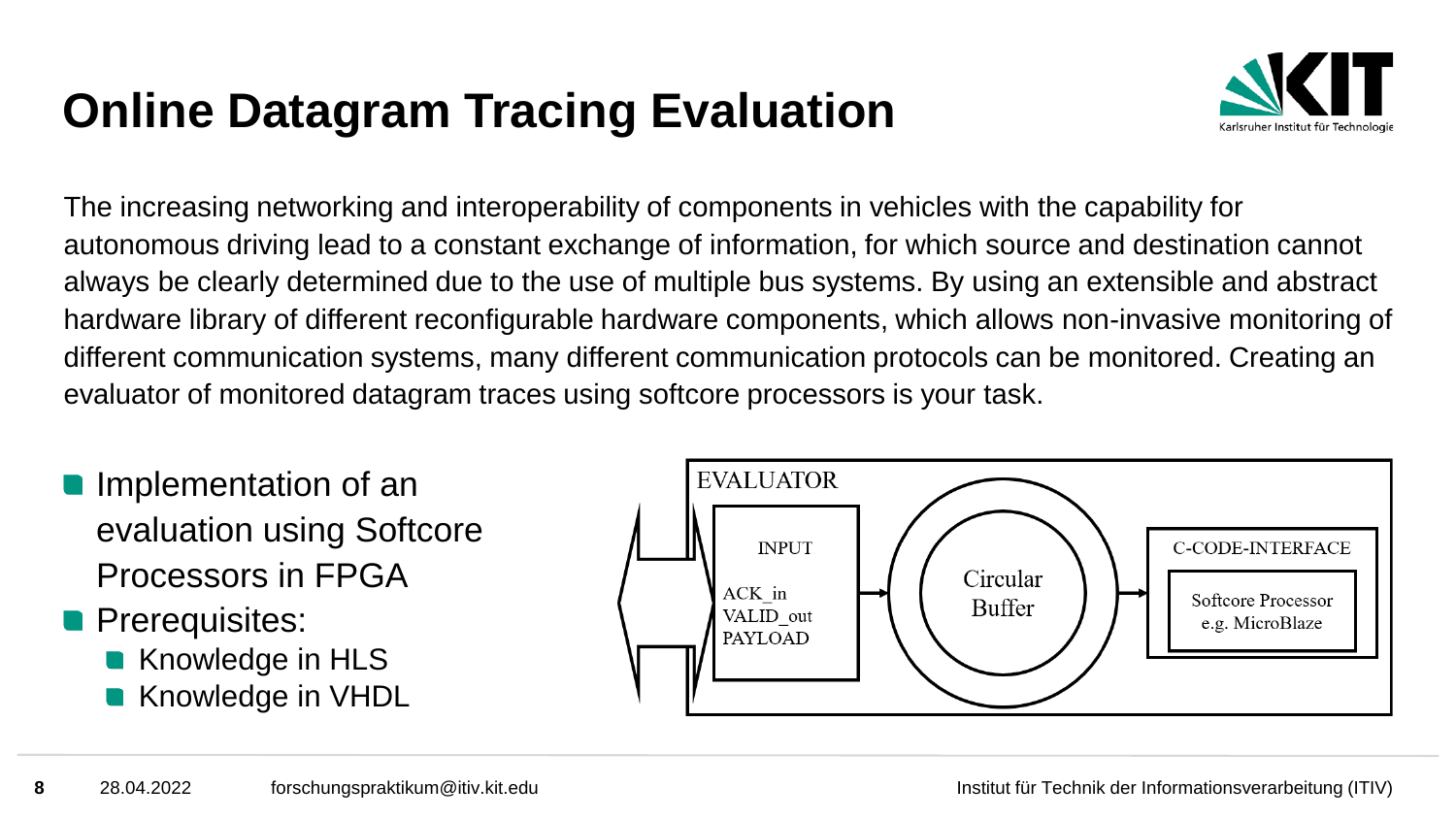# Online Datagram Tracing Evaluation

The increasing networking and interoperability of components in vehicles with the capability for autonomous driving lead to a constant exchange of information, for which source and destination cannot always be clearly determined due to the use of multiple bus systems. By using an extensible and abstract hardware library of different reconfigurable hardware components, which allows non-invasive monitoring of different communication systems, many different communication protocols can be monitored. Creating an evaluator of monitored datagram traces using softcore processors is your task.

- Implementation of an evaluation using Softcore Processors in FPGA
- Prerequisites:
  - Knowledge in HLS
  - Knowledge in VHDL

EVALUATOR

INPUT

ACK_in
VALID_out
PAYLOAD

Circular Buffer

C-CODE-INTERFACE

Softcore Processor e.g. MicroBlaze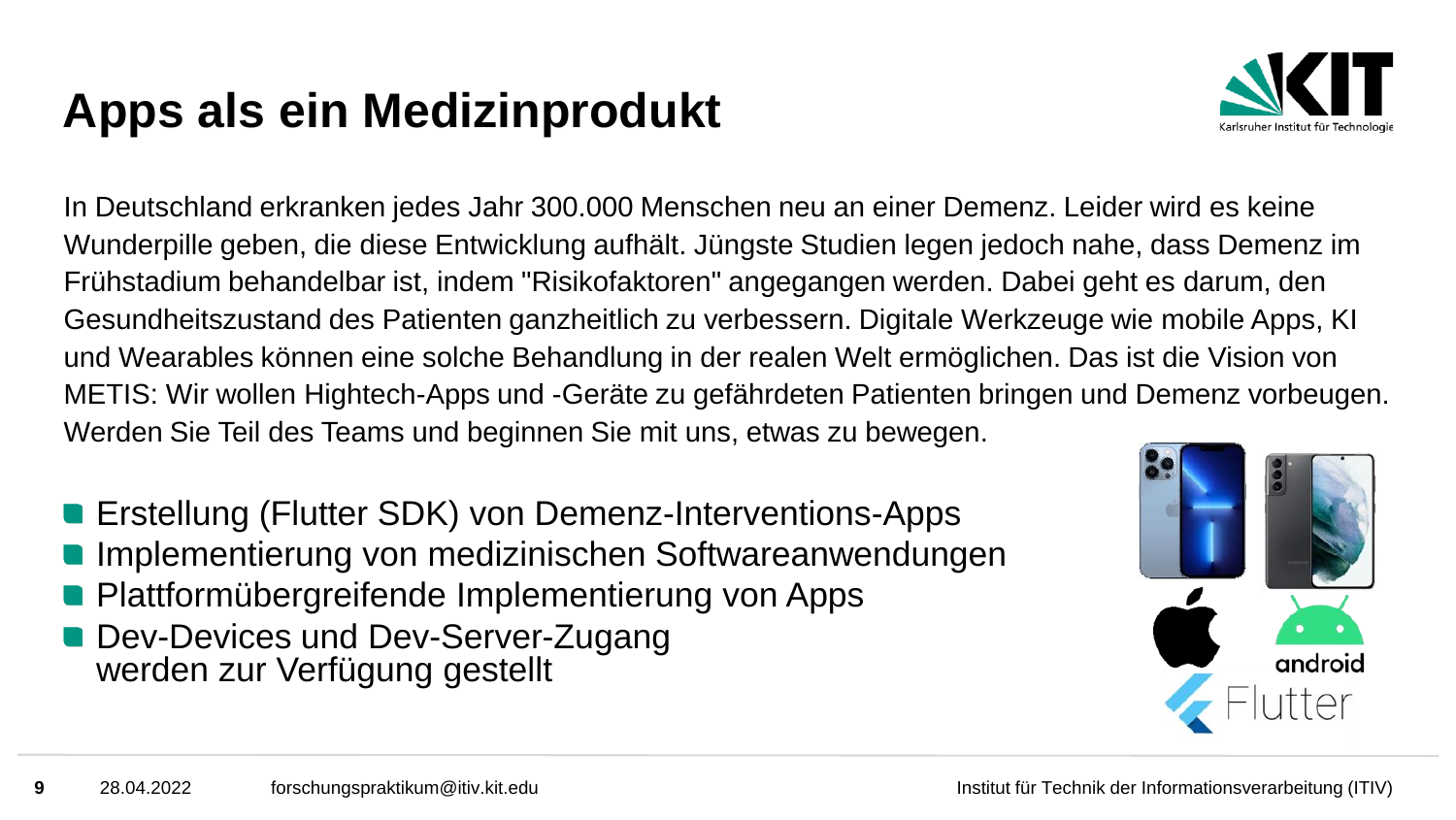# Apps als ein Medizinprodukt

In Deutschland erkranken jedes Jahr 300.000 Menschen neu an einer Demenz. Leider wird es keine Wunderpille geben, die diese Entwicklung aufhält. Jüngste Studien legen jedoch nahe, dass Demenz im Frühstadium behandelbar ist, indem "Risikofaktoren" angegangen werden. Dabei geht es darum, den Gesundheitszustand des Patienten ganzheitlich zu verbessern. Digitale Werkzeuge wie mobile Apps, KI und Wearables können eine solche Behandlung in der realen Welt ermöglichen. Das ist die Vision von METIS: Wir wollen Hightech-Apps und -Geräte zu gefährdeten Patienten bringen und Demenz vorbeugen. Werden Sie Teil des Teams und beginnen Sie mit uns, etwas zu bewegen.

- Erstellung (Flutter SDK) von Demenz-Interventions-Apps
- Implementierung von medizinischen Softwareanwendungen
- Plattformübergreifende Implementierung von Apps
- Dev-Devices und Dev-Server-Zugang werden zur Verfügung gestellt